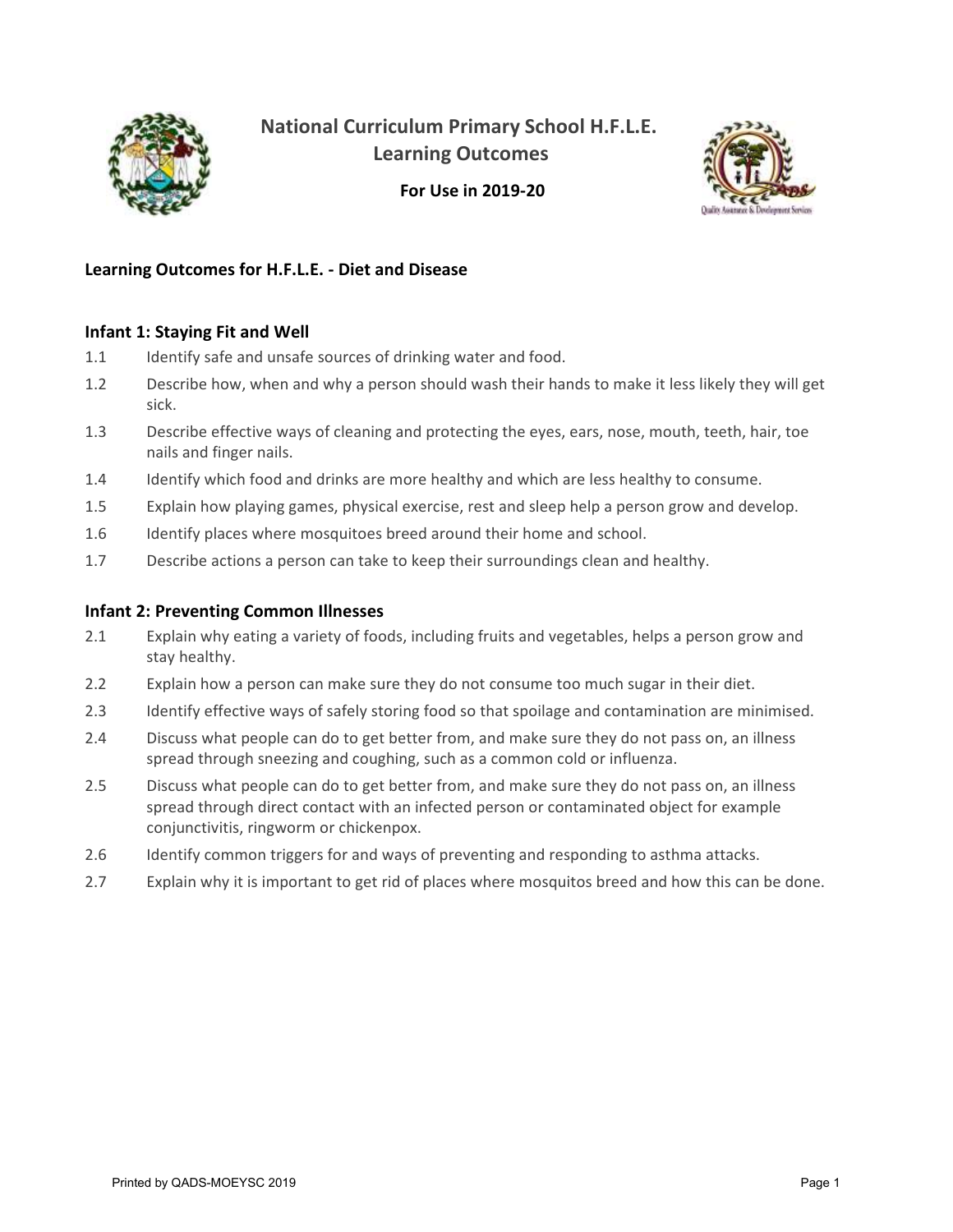# National Curriculum Primary School H.F.L.E. Learning Outcomes

**For Use in 2019-20**

## Learning Outcomes for H.F.L.E. - Diet and Disease

### Infant 1: Staying Fit and Well

1.1 Identify safe and unsafe sources of drinking water and food.

1.2 Describe how, when and why a person should wash their hands to make it less likely they will get sick.

1.3 Describe effective ways of cleaning and protecting the eyes, ears, nose, mouth, teeth, hair, toe nails and finger nails.

1.4 Identify which food and drinks are more healthy and which are less healthy to consume.

1.5 Explain how playing games, physical exercise, rest and sleep help a person grow and develop.

1.6 Identify places where mosquitoes breed around their home and school.

1.7 Describe actions a person can take to keep their surroundings clean and healthy.

### Infant 2: Preventing Common Illnesses

2.1 Explain why eating a variety of foods, including fruits and vegetables, helps a person grow and stay healthy.

2.2 Explain how a person can make sure they do not consume too much sugar in their diet.

2.3 Identify effective ways of safely storing food so that spoilage and contamination are minimised.

2.4 Discuss what people can do to get better from, and make sure they do not pass on, an illness spread through sneezing and coughing, such as a common cold or influenza.

2.5 Discuss what people can do to get better from, and make sure they do not pass on, an illness spread through direct contact with an infected person or contaminated object for example conjunctivitis, ringworm or chickenpox.

2.6 Identify common triggers for and ways of preventing and responding to asthma attacks.

2.7 Explain why it is important to get rid of places where mosquitos breed and how this can be done.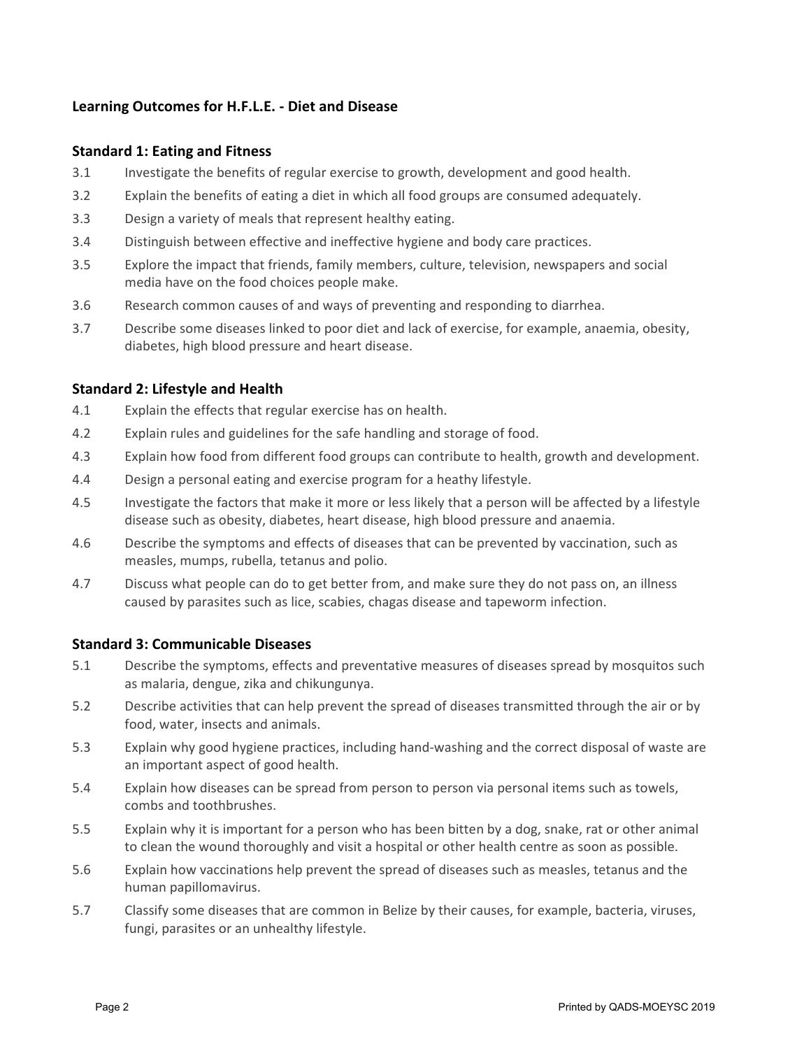## Learning Outcomes for H.F.L.E. - Diet and Disease

### Standard 1: Eating and Fitness

3.1 Investigate the benefits of regular exercise to growth, development and good health.

3.2 Explain the benefits of eating a diet in which all food groups are consumed adequately.

3.3 Design a variety of meals that represent healthy eating.

3.4 Distinguish between effective and ineffective hygiene and body care practices.

3.5 Explore the impact that friends, family members, culture, television, newspapers and social media have on the food choices people make.

3.6 Research common causes of and ways of preventing and responding to diarrhea.

3.7 Describe some diseases linked to poor diet and lack of exercise, for example, anaemia, obesity, diabetes, high blood pressure and heart disease.

### Standard 2: Lifestyle and Health

4.1 Explain the effects that regular exercise has on health.

4.2 Explain rules and guidelines for the safe handling and storage of food.

4.3 Explain how food from different food groups can contribute to health, growth and development.

4.4 Design a personal eating and exercise program for a heathy lifestyle.

4.5 Investigate the factors that make it more or less likely that a person will be affected by a lifestyle disease such as obesity, diabetes, heart disease, high blood pressure and anaemia.

4.6 Describe the symptoms and effects of diseases that can be prevented by vaccination, such as measles, mumps, rubella, tetanus and polio.

4.7 Discuss what people can do to get better from, and make sure they do not pass on, an illness caused by parasites such as lice, scabies, chagas disease and tapeworm infection.

### Standard 3: Communicable Diseases

5.1 Describe the symptoms, effects and preventative measures of diseases spread by mosquitos such as malaria, dengue, zika and chikungunya.

5.2 Describe activities that can help prevent the spread of diseases transmitted through the air or by food, water, insects and animals.

5.3 Explain why good hygiene practices, including hand-washing and the correct disposal of waste are an important aspect of good health.

5.4 Explain how diseases can be spread from person to person via personal items such as towels, combs and toothbrushes.

5.5 Explain why it is important for a person who has been bitten by a dog, snake, rat or other animal to clean the wound thoroughly and visit a hospital or other health centre as soon as possible.

5.6 Explain how vaccinations help prevent the spread of diseases such as measles, tetanus and the human papillomavirus.

5.7 Classify some diseases that are common in Belize by their causes, for example, bacteria, viruses, fungi, parasites or an unhealthy lifestyle.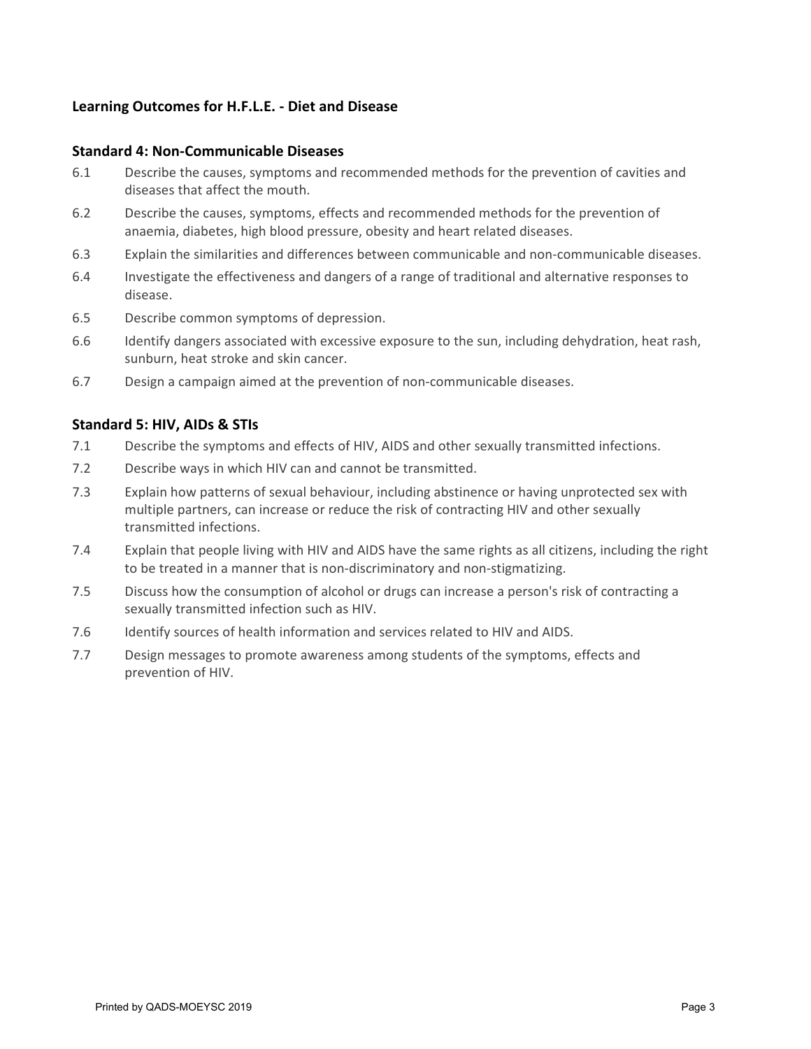### Learning Outcomes for H.F.L.E. - Diet and Disease

#### Standard 4: Non-Communicable Diseases

6.1 Describe the causes, symptoms and recommended methods for the prevention of cavities and diseases that affect the mouth.

6.2 Describe the causes, symptoms, effects and recommended methods for the prevention of anaemia, diabetes, high blood pressure, obesity and heart related diseases.

6.3 Explain the similarities and differences between communicable and non-communicable diseases.

6.4 Investigate the effectiveness and dangers of a range of traditional and alternative responses to disease.

6.5 Describe common symptoms of depression.

6.6 Identify dangers associated with excessive exposure to the sun, including dehydration, heat rash, sunburn, heat stroke and skin cancer.

6.7 Design a campaign aimed at the prevention of non-communicable diseases.

#### Standard 5: HIV, AIDs & STIs

7.1 Describe the symptoms and effects of HIV, AIDS and other sexually transmitted infections.

7.2 Describe ways in which HIV can and cannot be transmitted.

7.3 Explain how patterns of sexual behaviour, including abstinence or having unprotected sex with multiple partners, can increase or reduce the risk of contracting HIV and other sexually transmitted infections.

7.4 Explain that people living with HIV and AIDS have the same rights as all citizens, including the right to be treated in a manner that is non-discriminatory and non-stigmatizing.

7.5 Discuss how the consumption of alcohol or drugs can increase a person's risk of contracting a sexually transmitted infection such as HIV.

7.6 Identify sources of health information and services related to HIV and AIDS.

7.7 Design messages to promote awareness among students of the symptoms, effects and prevention of HIV.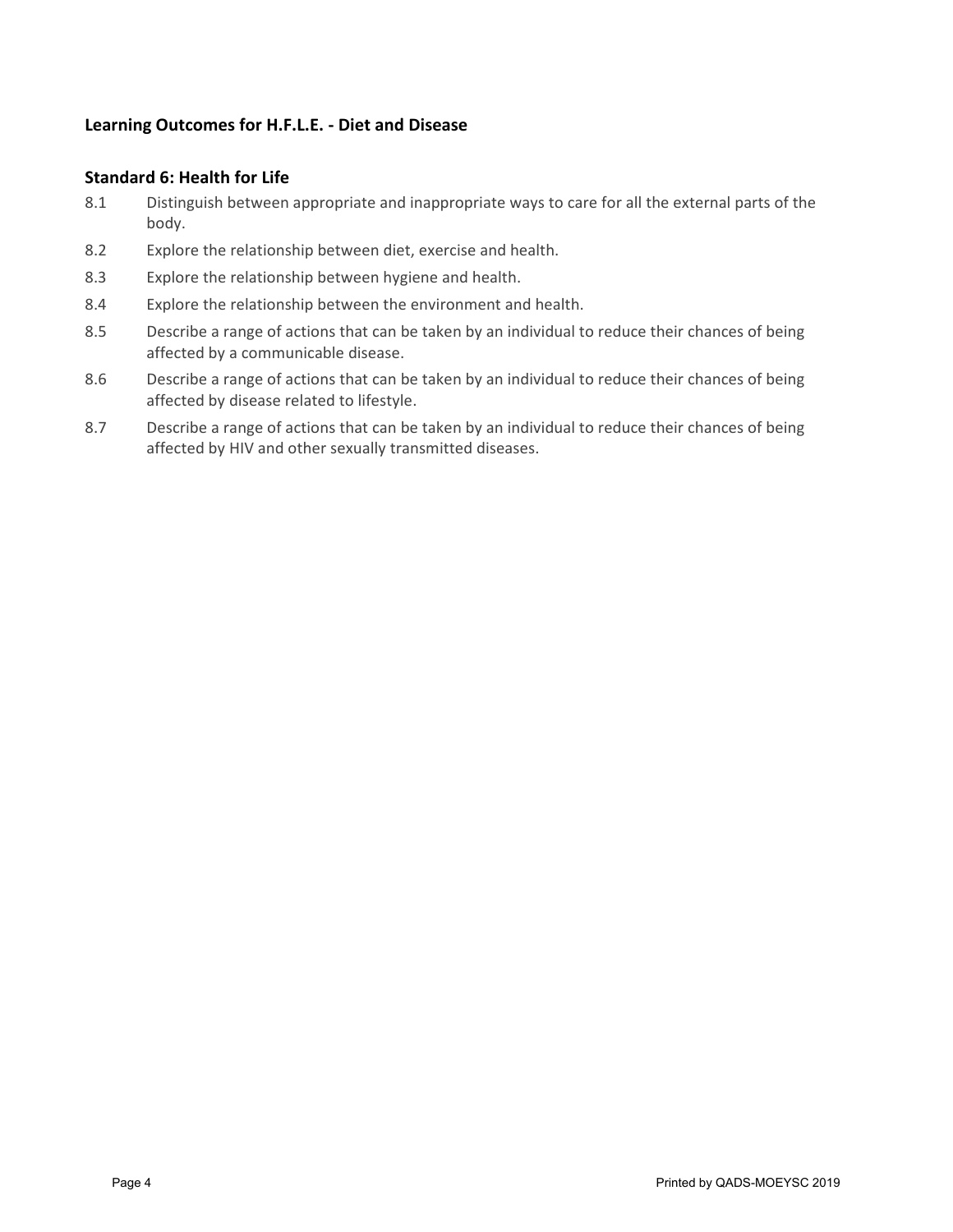### Learning Outcomes for H.F.L.E. - Diet and Disease

### Standard 6: Health for Life

8.1 Distinguish between appropriate and inappropriate ways to care for all the external parts of the body.

8.2 Explore the relationship between diet, exercise and health.

8.3 Explore the relationship between hygiene and health.

8.4 Explore the relationship between the environment and health.

8.5 Describe a range of actions that can be taken by an individual to reduce their chances of being affected by a communicable disease.

8.6 Describe a range of actions that can be taken by an individual to reduce their chances of being affected by disease related to lifestyle.

8.7 Describe a range of actions that can be taken by an individual to reduce their chances of being affected by HIV and other sexually transmitted diseases.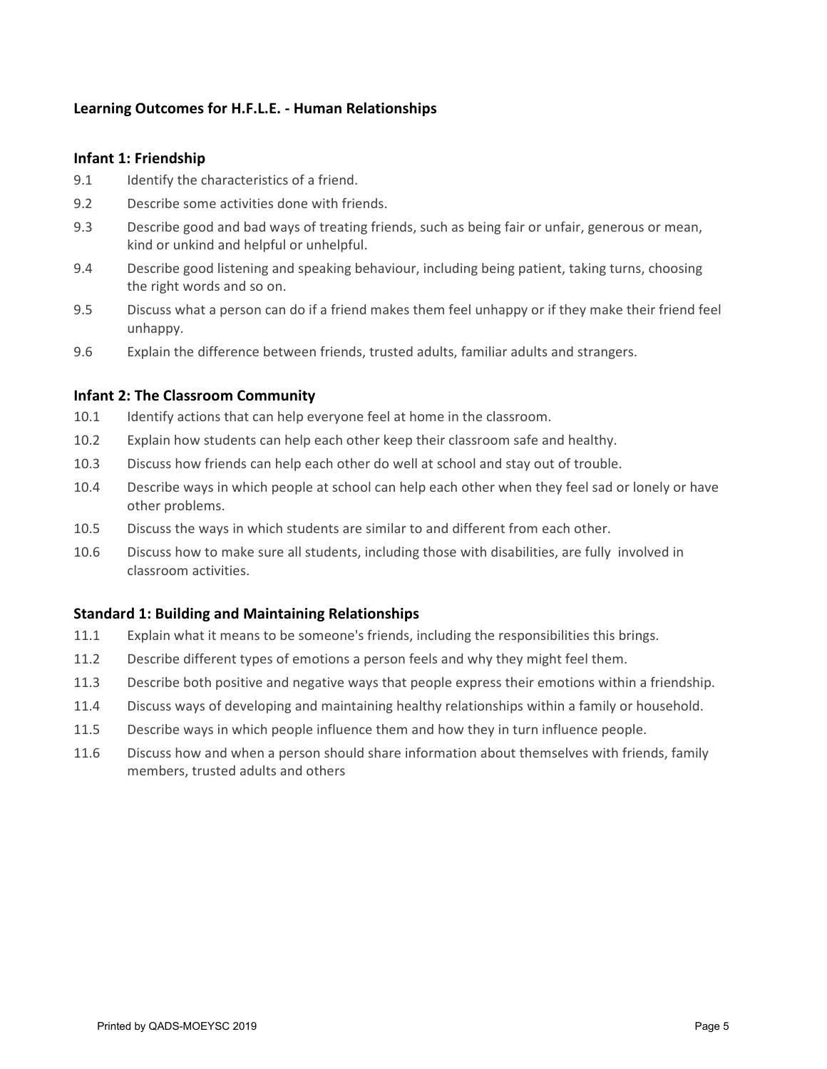## Learning Outcomes for H.F.L.E. - Human Relationships

### Infant 1: Friendship

9.1 Identify the characteristics of a friend.

9.2 Describe some activities done with friends.

9.3 Describe good and bad ways of treating friends, such as being fair or unfair, generous or mean, kind or unkind and helpful or unhelpful.

9.4 Describe good listening and speaking behaviour, including being patient, taking turns, choosing the right words and so on.

9.5 Discuss what a person can do if a friend makes them feel unhappy or if they make their friend feel unhappy.

9.6 Explain the difference between friends, trusted adults, familiar adults and strangers.

### Infant 2: The Classroom Community

10.1 Identify actions that can help everyone feel at home in the classroom.

10.2 Explain how students can help each other keep their classroom safe and healthy.

10.3 Discuss how friends can help each other do well at school and stay out of trouble.

10.4 Describe ways in which people at school can help each other when they feel sad or lonely or have other problems.

10.5 Discuss the ways in which students are similar to and different from each other.

10.6 Discuss how to make sure all students, including those with disabilities, are fully involved in classroom activities.

### Standard 1: Building and Maintaining Relationships

11.1 Explain what it means to be someone's friends, including the responsibilities this brings.

11.2 Describe different types of emotions a person feels and why they might feel them.

11.3 Describe both positive and negative ways that people express their emotions within a friendship.

11.4 Discuss ways of developing and maintaining healthy relationships within a family or household.

11.5 Describe ways in which people influence them and how they in turn influence people.

11.6 Discuss how and when a person should share information about themselves with friends, family members, trusted adults and others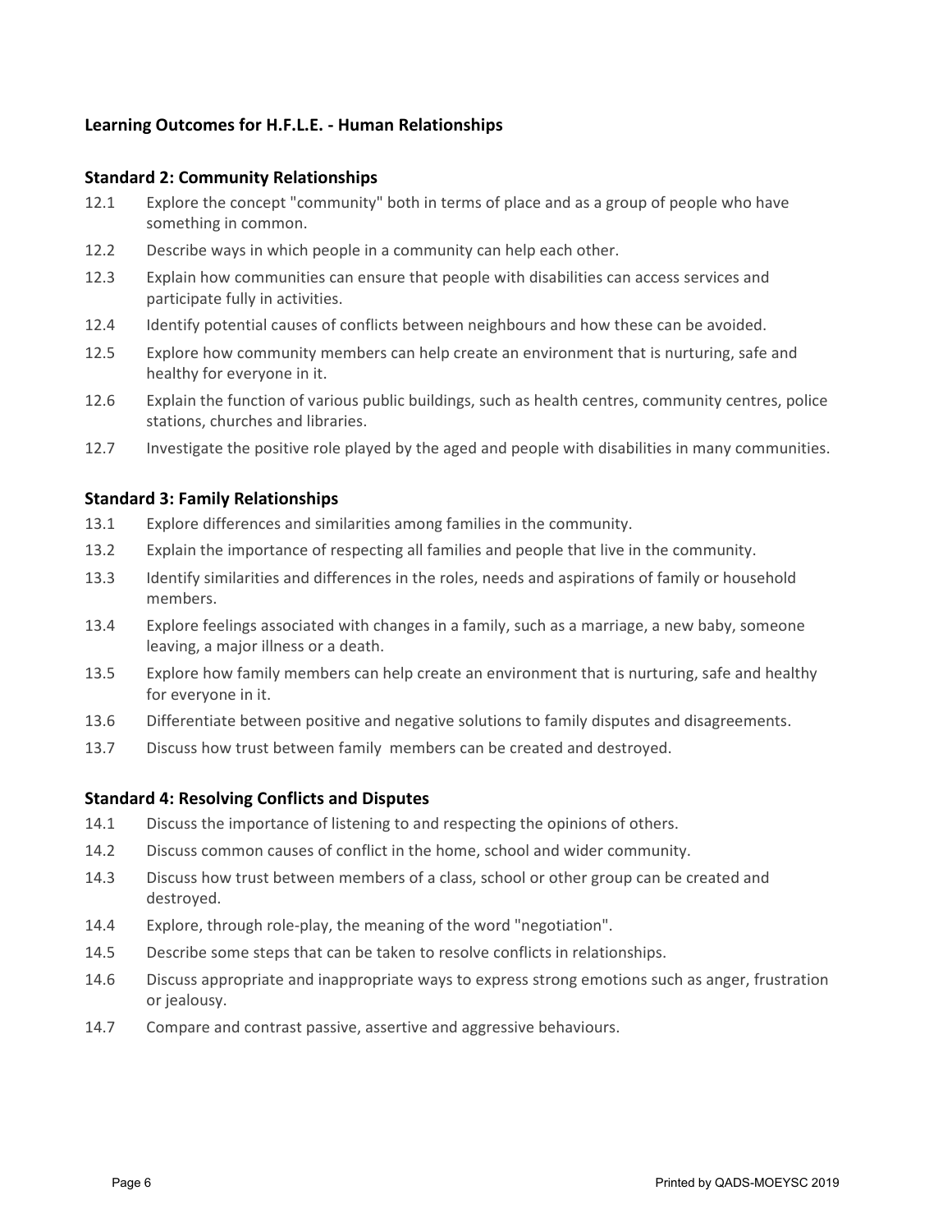## Learning Outcomes for H.F.L.E. - Human Relationships

### Standard 2: Community Relationships

12.1 Explore the concept "community" both in terms of place and as a group of people who have something in common.

12.2 Describe ways in which people in a community can help each other.

12.3 Explain how communities can ensure that people with disabilities can access services and participate fully in activities.

12.4 Identify potential causes of conflicts between neighbours and how these can be avoided.

12.5 Explore how community members can help create an environment that is nurturing, safe and healthy for everyone in it.

12.6 Explain the function of various public buildings, such as health centres, community centres, police stations, churches and libraries.

12.7 Investigate the positive role played by the aged and people with disabilities in many communities.

### Standard 3: Family Relationships

13.1 Explore differences and similarities among families in the community.

13.2 Explain the importance of respecting all families and people that live in the community.

13.3 Identify similarities and differences in the roles, needs and aspirations of family or household members.

13.4 Explore feelings associated with changes in a family, such as a marriage, a new baby, someone leaving, a major illness or a death.

13.5 Explore how family members can help create an environment that is nurturing, safe and healthy for everyone in it.

13.6 Differentiate between positive and negative solutions to family disputes and disagreements.

13.7 Discuss how trust between family members can be created and destroyed.

### Standard 4: Resolving Conflicts and Disputes

14.1 Discuss the importance of listening to and respecting the opinions of others.

14.2 Discuss common causes of conflict in the home, school and wider community.

14.3 Discuss how trust between members of a class, school or other group can be created and destroyed.

14.4 Explore, through role-play, the meaning of the word "negotiation".

14.5 Describe some steps that can be taken to resolve conflicts in relationships.

14.6 Discuss appropriate and inappropriate ways to express strong emotions such as anger, frustration or jealousy.

14.7 Compare and contrast passive, assertive and aggressive behaviours.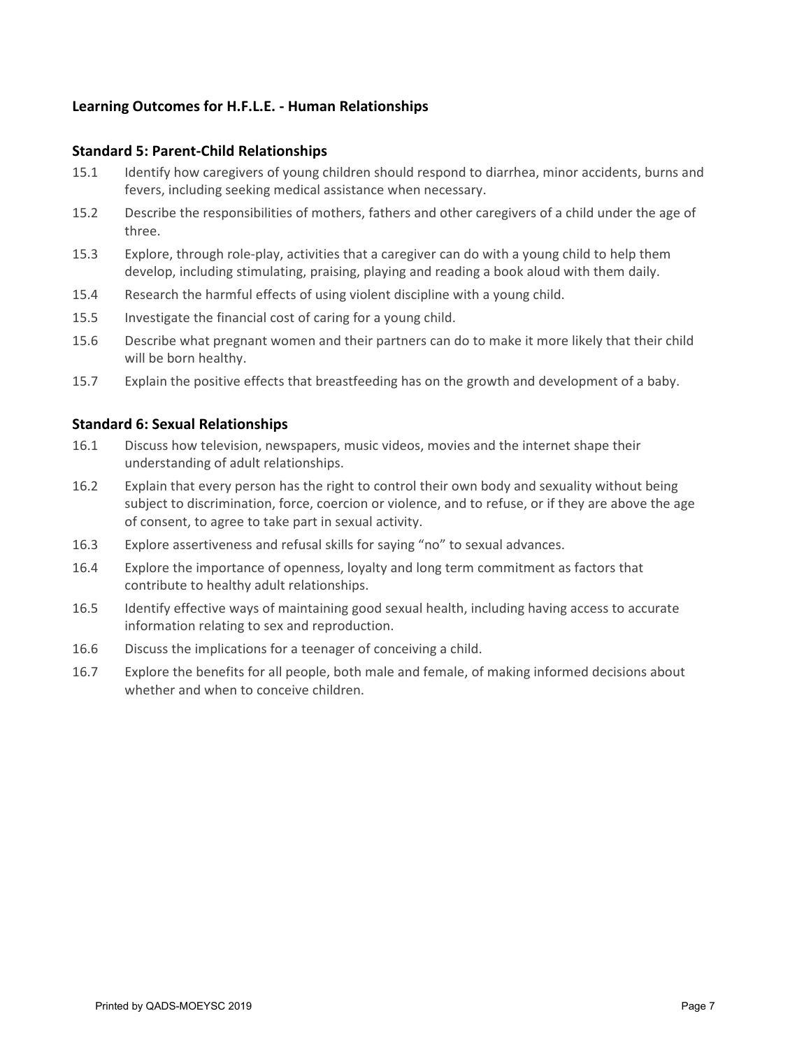### Learning Outcomes for H.F.L.E. - Human Relationships

#### Standard 5: Parent-Child Relationships

15.1 Identify how caregivers of young children should respond to diarrhea, minor accidents, burns and fevers, including seeking medical assistance when necessary.

15.2 Describe the responsibilities of mothers, fathers and other caregivers of a child under the age of three.

15.3 Explore, through role-play, activities that a caregiver can do with a young child to help them develop, including stimulating, praising, playing and reading a book aloud with them daily.

15.4 Research the harmful effects of using violent discipline with a young child.

15.5 Investigate the financial cost of caring for a young child.

15.6 Describe what pregnant women and their partners can do to make it more likely that their child will be born healthy.

15.7 Explain the positive effects that breastfeeding has on the growth and development of a baby.

#### Standard 6: Sexual Relationships

16.1 Discuss how television, newspapers, music videos, movies and the internet shape their understanding of adult relationships.

16.2 Explain that every person has the right to control their own body and sexuality without being subject to discrimination, force, coercion or violence, and to refuse, or if they are above the age of consent, to agree to take part in sexual activity.

16.3 Explore assertiveness and refusal skills for saying "no" to sexual advances.

16.4 Explore the importance of openness, loyalty and long term commitment as factors that contribute to healthy adult relationships.

16.5 Identify effective ways of maintaining good sexual health, including having access to accurate information relating to sex and reproduction.

16.6 Discuss the implications for a teenager of conceiving a child.

16.7 Explore the benefits for all people, both male and female, of making informed decisions about whether and when to conceive children.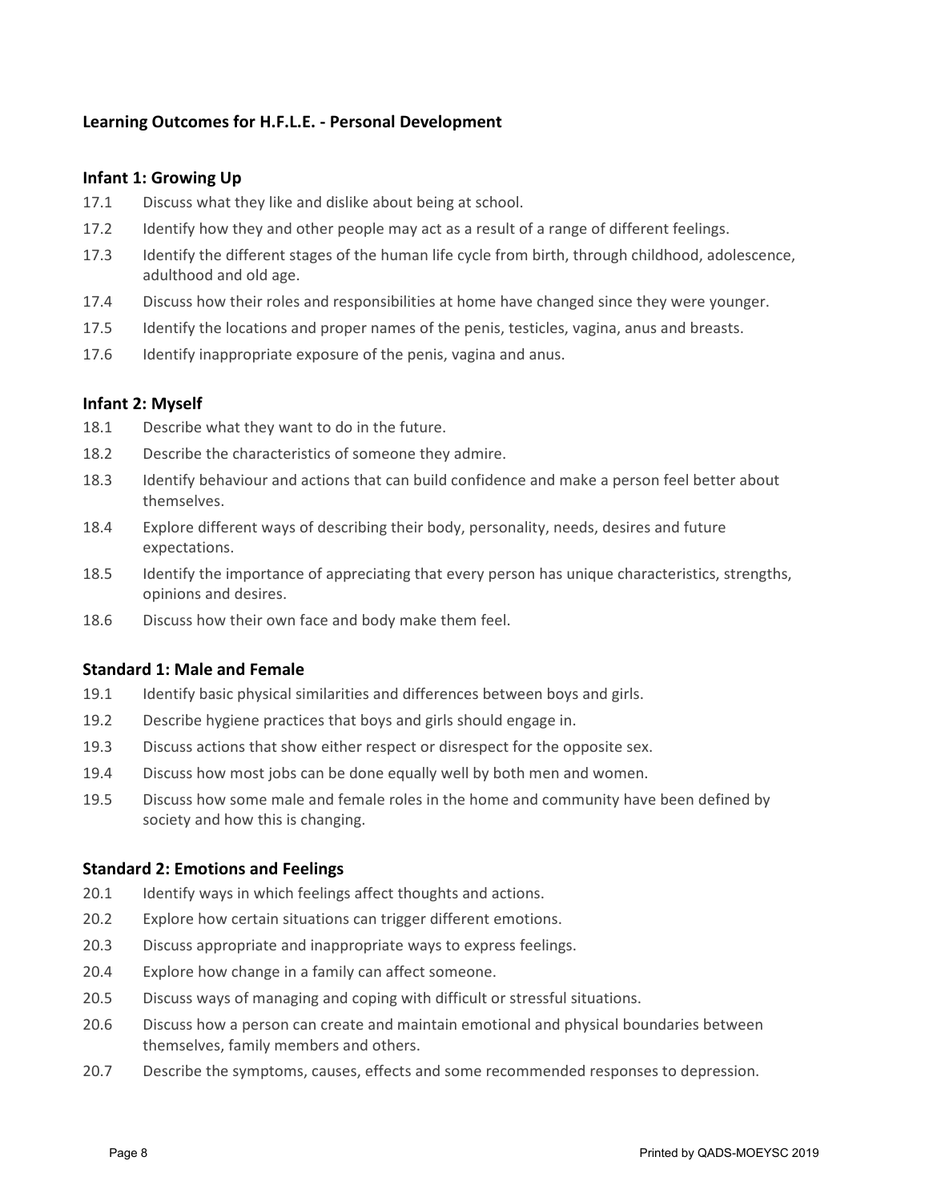## Learning Outcomes for H.F.L.E. - Personal Development

### Infant 1: Growing Up

17.1 Discuss what they like and dislike about being at school.

17.2 Identify how they and other people may act as a result of a range of different feelings.

17.3 Identify the different stages of the human life cycle from birth, through childhood, adolescence, adulthood and old age.

17.4 Discuss how their roles and responsibilities at home have changed since they were younger.

17.5 Identify the locations and proper names of the penis, testicles, vagina, anus and breasts.

17.6 Identify inappropriate exposure of the penis, vagina and anus.

### Infant 2: Myself

18.1 Describe what they want to do in the future.

18.2 Describe the characteristics of someone they admire.

18.3 Identify behaviour and actions that can build confidence and make a person feel better about themselves.

18.4 Explore different ways of describing their body, personality, needs, desires and future expectations.

18.5 Identify the importance of appreciating that every person has unique characteristics, strengths, opinions and desires.

18.6 Discuss how their own face and body make them feel.

### Standard 1: Male and Female

19.1 Identify basic physical similarities and differences between boys and girls.

19.2 Describe hygiene practices that boys and girls should engage in.

19.3 Discuss actions that show either respect or disrespect for the opposite sex.

19.4 Discuss how most jobs can be done equally well by both men and women.

19.5 Discuss how some male and female roles in the home and community have been defined by society and how this is changing.

### Standard 2: Emotions and Feelings

20.1 Identify ways in which feelings affect thoughts and actions.

20.2 Explore how certain situations can trigger different emotions.

20.3 Discuss appropriate and inappropriate ways to express feelings.

20.4 Explore how change in a family can affect someone.

20.5 Discuss ways of managing and coping with difficult or stressful situations.

20.6 Discuss how a person can create and maintain emotional and physical boundaries between themselves, family members and others.

20.7 Describe the symptoms, causes, effects and some recommended responses to depression.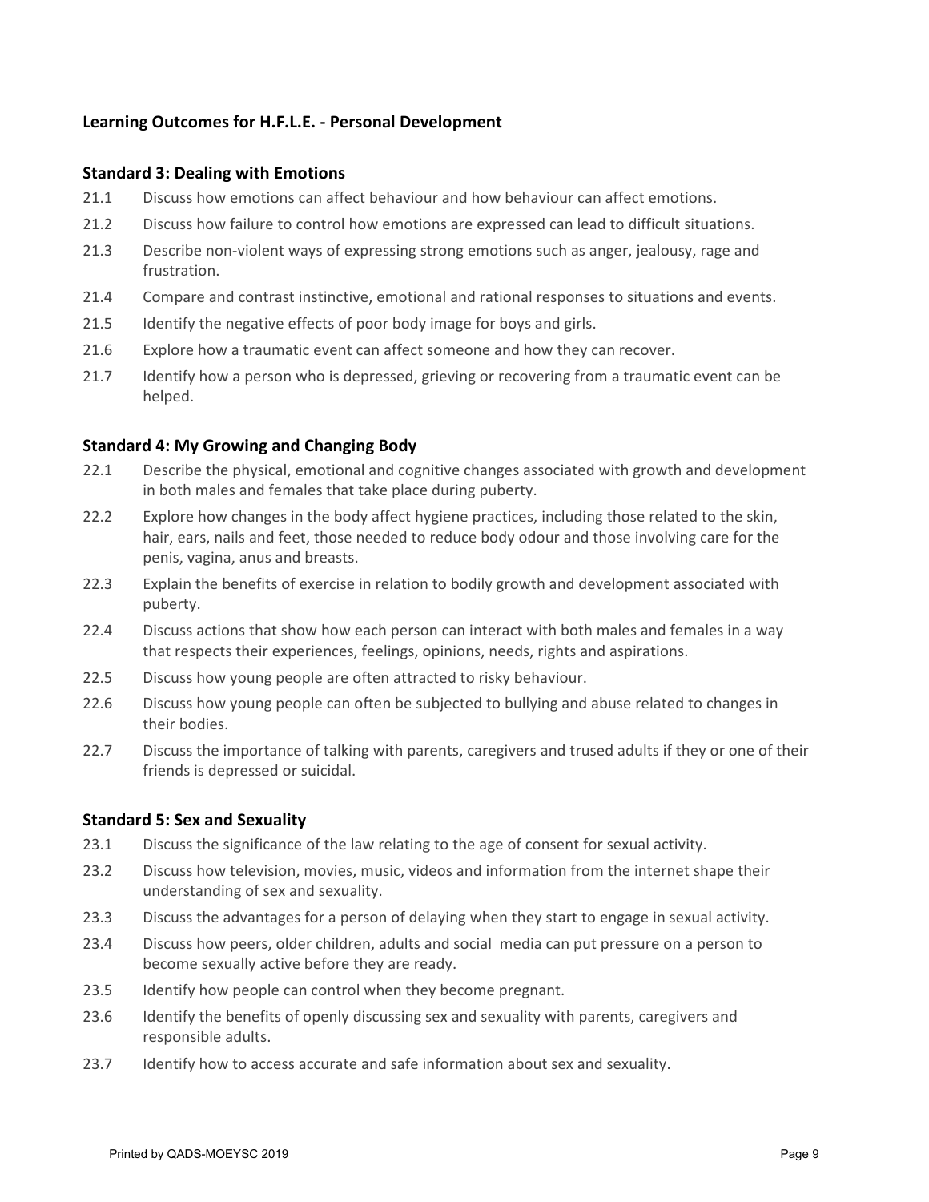## Learning Outcomes for H.F.L.E. - Personal Development

### Standard 3: Dealing with Emotions

21.1 Discuss how emotions can affect behaviour and how behaviour can affect emotions.

21.2 Discuss how failure to control how emotions are expressed can lead to difficult situations.

21.3 Describe non-violent ways of expressing strong emotions such as anger, jealousy, rage and frustration.

21.4 Compare and contrast instinctive, emotional and rational responses to situations and events.

21.5 Identify the negative effects of poor body image for boys and girls.

21.6 Explore how a traumatic event can affect someone and how they can recover.

21.7 Identify how a person who is depressed, grieving or recovering from a traumatic event can be helped.

### Standard 4: My Growing and Changing Body

22.1 Describe the physical, emotional and cognitive changes associated with growth and development in both males and females that take place during puberty.

22.2 Explore how changes in the body affect hygiene practices, including those related to the skin, hair, ears, nails and feet, those needed to reduce body odour and those involving care for the penis, vagina, anus and breasts.

22.3 Explain the benefits of exercise in relation to bodily growth and development associated with puberty.

22.4 Discuss actions that show how each person can interact with both males and females in a way that respects their experiences, feelings, opinions, needs, rights and aspirations.

22.5 Discuss how young people are often attracted to risky behaviour.

22.6 Discuss how young people can often be subjected to bullying and abuse related to changes in their bodies.

22.7 Discuss the importance of talking with parents, caregivers and trused adults if they or one of their friends is depressed or suicidal.

### Standard 5: Sex and Sexuality

23.1 Discuss the significance of the law relating to the age of consent for sexual activity.

23.2 Discuss how television, movies, music, videos and information from the internet shape their understanding of sex and sexuality.

23.3 Discuss the advantages for a person of delaying when they start to engage in sexual activity.

23.4 Discuss how peers, older children, adults and social media can put pressure on a person to become sexually active before they are ready.

23.5 Identify how people can control when they become pregnant.

23.6 Identify the benefits of openly discussing sex and sexuality with parents, caregivers and responsible adults.

23.7 Identify how to access accurate and safe information about sex and sexuality.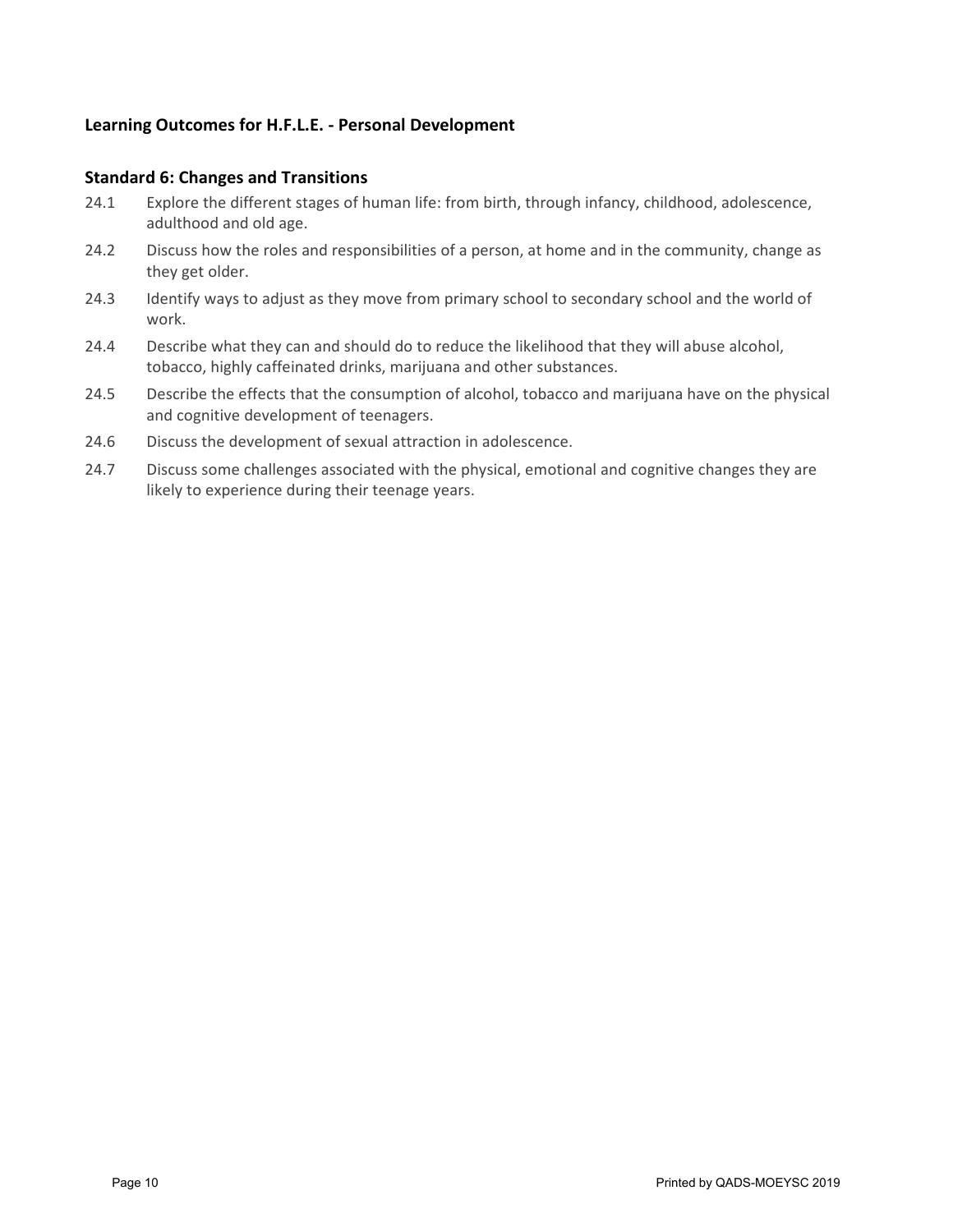## Learning Outcomes for H.F.L.E. - Personal Development

### Standard 6: Changes and Transitions

24.1 Explore the different stages of human life: from birth, through infancy, childhood, adolescence, adulthood and old age.

24.2 Discuss how the roles and responsibilities of a person, at home and in the community, change as they get older.

24.3 Identify ways to adjust as they move from primary school to secondary school and the world of work.

24.4 Describe what they can and should do to reduce the likelihood that they will abuse alcohol, tobacco, highly caffeinated drinks, marijuana and other substances.

24.5 Describe the effects that the consumption of alcohol, tobacco and marijuana have on the physical and cognitive development of teenagers.

24.6 Discuss the development of sexual attraction in adolescence.

24.7 Discuss some challenges associated with the physical, emotional and cognitive changes they are likely to experience during their teenage years.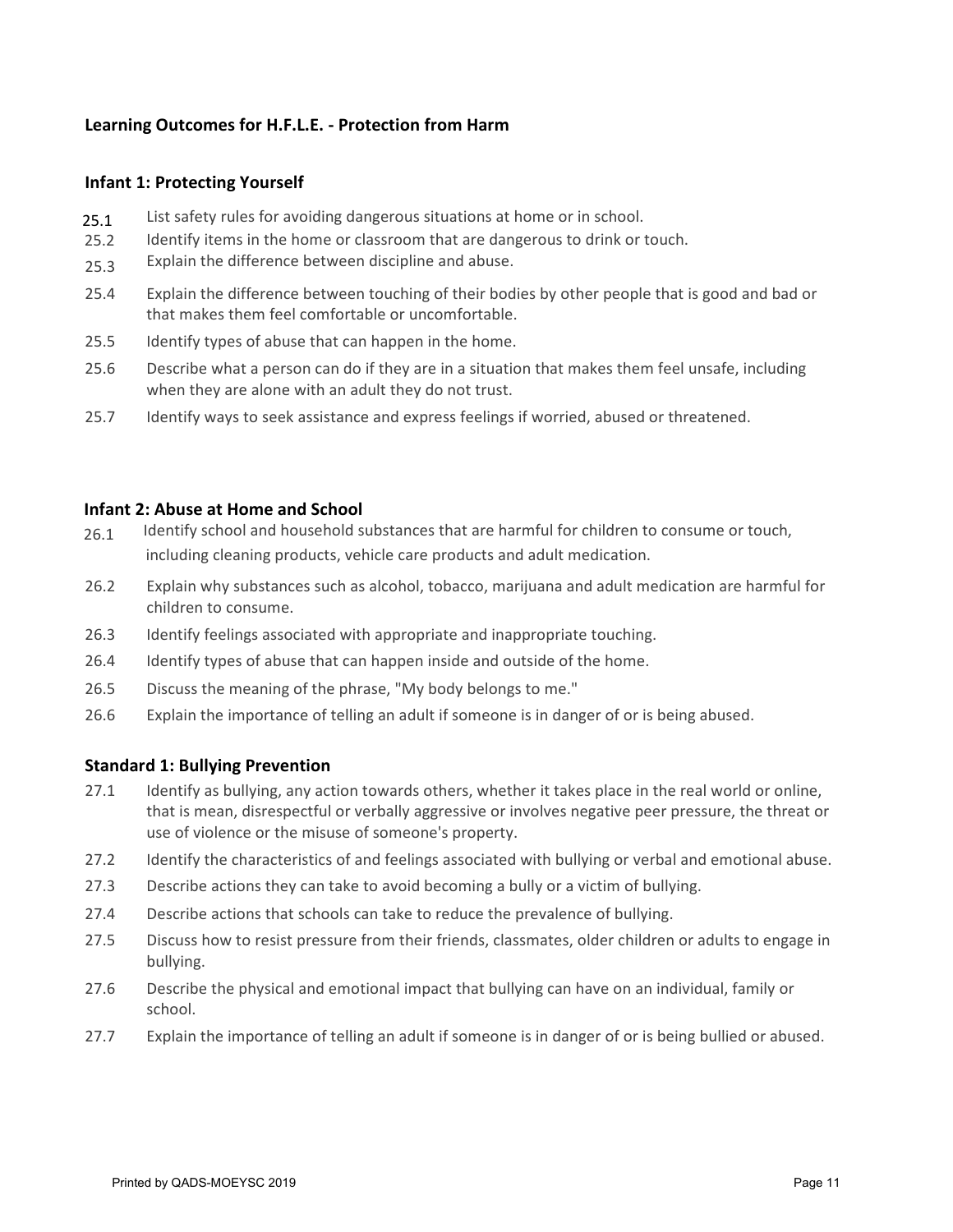## Learning Outcomes for H.F.L.E. - Protection from Harm

### Infant 1: Protecting Yourself

25.1 List safety rules for avoiding dangerous situations at home or in school.

25.2 Identify items in the home or classroom that are dangerous to drink or touch.

25.3 Explain the difference between discipline and abuse.

25.4 Explain the difference between touching of their bodies by other people that is good and bad or that makes them feel comfortable or uncomfortable.

25.5 Identify types of abuse that can happen in the home.

25.6 Describe what a person can do if they are in a situation that makes them feel unsafe, including when they are alone with an adult they do not trust.

25.7 Identify ways to seek assistance and express feelings if worried, abused or threatened.

### Infant 2: Abuse at Home and School

26.1 Identify school and household substances that are harmful for children to consume or touch, including cleaning products, vehicle care products and adult medication.

26.2 Explain why substances such as alcohol, tobacco, marijuana and adult medication are harmful for children to consume.

26.3 Identify feelings associated with appropriate and inappropriate touching.

26.4 Identify types of abuse that can happen inside and outside of the home.

26.5 Discuss the meaning of the phrase, "My body belongs to me."

26.6 Explain the importance of telling an adult if someone is in danger of or is being abused.

### Standard 1: Bullying Prevention

27.1 Identify as bullying, any action towards others, whether it takes place in the real world or online, that is mean, disrespectful or verbally aggressive or involves negative peer pressure, the threat or use of violence or the misuse of someone's property.

27.2 Identify the characteristics of and feelings associated with bullying or verbal and emotional abuse.

27.3 Describe actions they can take to avoid becoming a bully or a victim of bullying.

27.4 Describe actions that schools can take to reduce the prevalence of bullying.

27.5 Discuss how to resist pressure from their friends, classmates, older children or adults to engage in bullying.

27.6 Describe the physical and emotional impact that bullying can have on an individual, family or school.

27.7 Explain the importance of telling an adult if someone is in danger of or is being bullied or abused.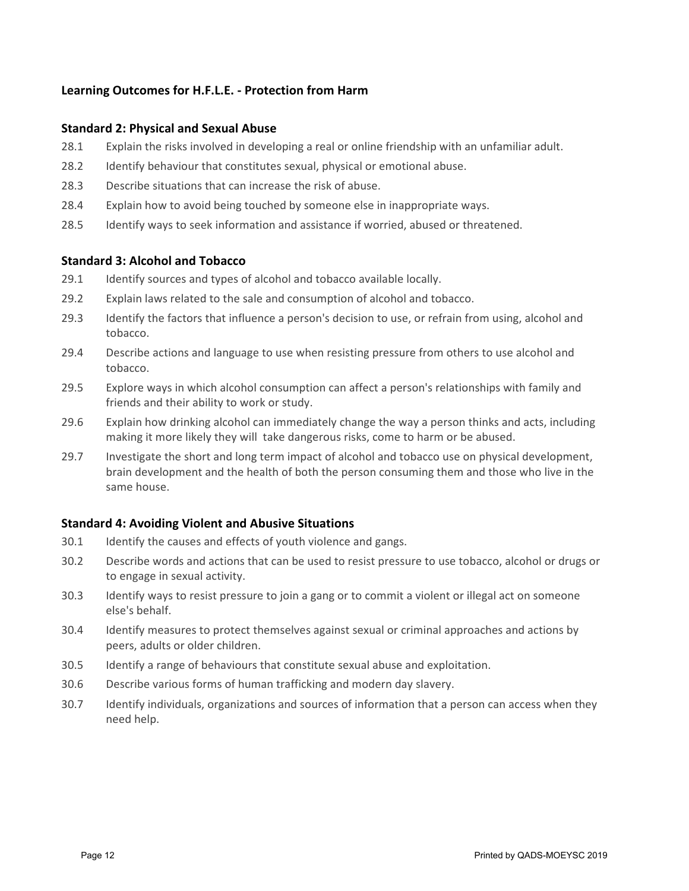## Learning Outcomes for H.F.L.E. - Protection from Harm

### Standard 2: Physical and Sexual Abuse

28.1 Explain the risks involved in developing a real or online friendship with an unfamiliar adult.

28.2 Identify behaviour that constitutes sexual, physical or emotional abuse.

28.3 Describe situations that can increase the risk of abuse.

28.4 Explain how to avoid being touched by someone else in inappropriate ways.

28.5 Identify ways to seek information and assistance if worried, abused or threatened.

### Standard 3: Alcohol and Tobacco

29.1 Identify sources and types of alcohol and tobacco available locally.

29.2 Explain laws related to the sale and consumption of alcohol and tobacco.

29.3 Identify the factors that influence a person's decision to use, or refrain from using, alcohol and tobacco.

29.4 Describe actions and language to use when resisting pressure from others to use alcohol and tobacco.

29.5 Explore ways in which alcohol consumption can affect a person's relationships with family and friends and their ability to work or study.

29.6 Explain how drinking alcohol can immediately change the way a person thinks and acts, including making it more likely they will take dangerous risks, come to harm or be abused.

29.7 Investigate the short and long term impact of alcohol and tobacco use on physical development, brain development and the health of both the person consuming them and those who live in the same house.

### Standard 4: Avoiding Violent and Abusive Situations

30.1 Identify the causes and effects of youth violence and gangs.

30.2 Describe words and actions that can be used to resist pressure to use tobacco, alcohol or drugs or to engage in sexual activity.

30.3 Identify ways to resist pressure to join a gang or to commit a violent or illegal act on someone else's behalf.

30.4 Identify measures to protect themselves against sexual or criminal approaches and actions by peers, adults or older children.

30.5 Identify a range of behaviours that constitute sexual abuse and exploitation.

30.6 Describe various forms of human trafficking and modern day slavery.

30.7 Identify individuals, organizations and sources of information that a person can access when they need help.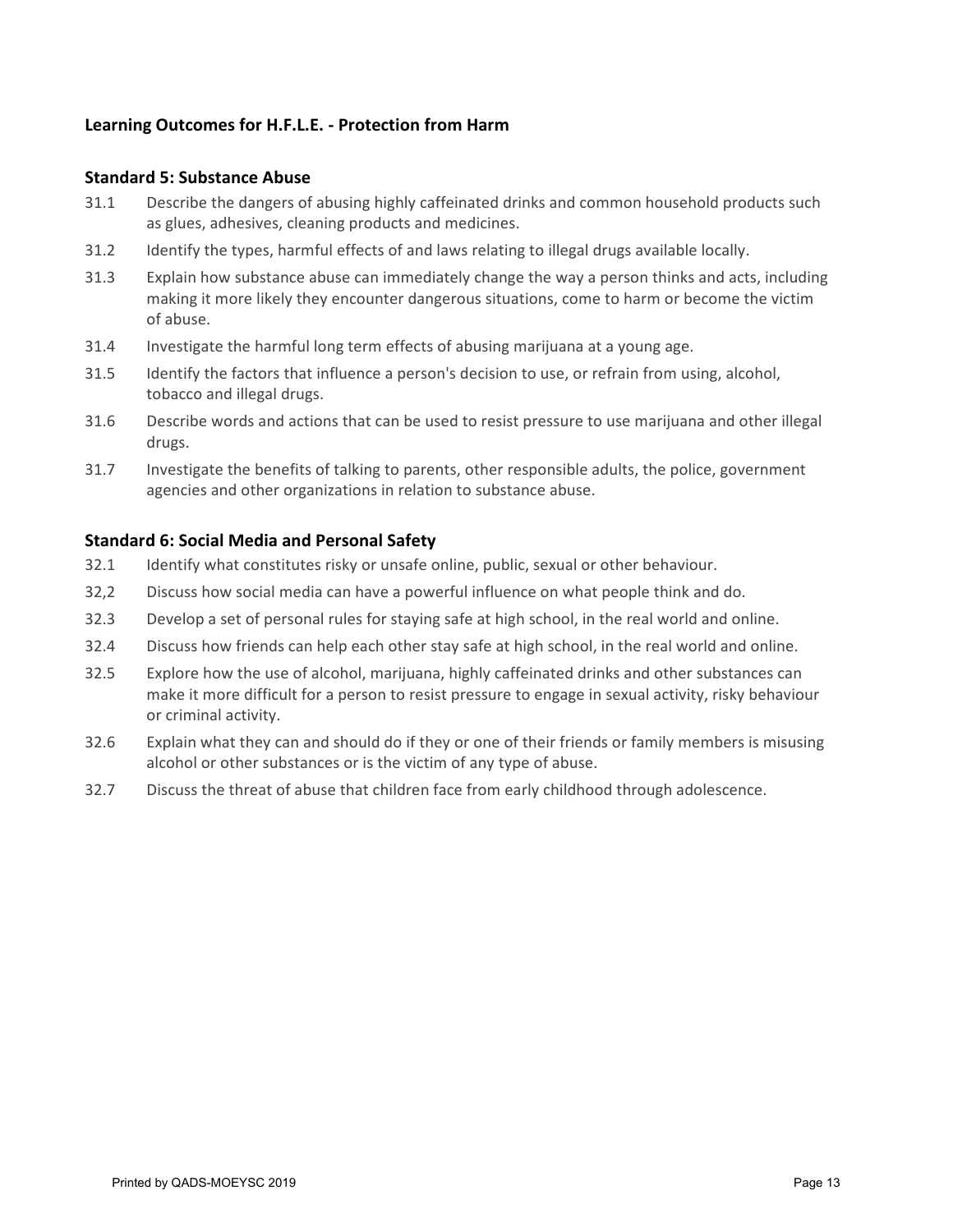## Learning Outcomes for H.F.L.E. - Protection from Harm

### Standard 5: Substance Abuse

31.1 Describe the dangers of abusing highly caffeinated drinks and common household products such as glues, adhesives, cleaning products and medicines.

31.2 Identify the types, harmful effects of and laws relating to illegal drugs available locally.

31.3 Explain how substance abuse can immediately change the way a person thinks and acts, including making it more likely they encounter dangerous situations, come to harm or become the victim of abuse.

31.4 Investigate the harmful long term effects of abusing marijuana at a young age.

31.5 Identify the factors that influence a person's decision to use, or refrain from using, alcohol, tobacco and illegal drugs.

31.6 Describe words and actions that can be used to resist pressure to use marijuana and other illegal drugs.

31.7 Investigate the benefits of talking to parents, other responsible adults, the police, government agencies and other organizations in relation to substance abuse.

### Standard 6: Social Media and Personal Safety

32.1 Identify what constitutes risky or unsafe online, public, sexual or other behaviour.

32,2 Discuss how social media can have a powerful influence on what people think and do.

32.3 Develop a set of personal rules for staying safe at high school, in the real world and online.

32.4 Discuss how friends can help each other stay safe at high school, in the real world and online.

32.5 Explore how the use of alcohol, marijuana, highly caffeinated drinks and other substances can make it more difficult for a person to resist pressure to engage in sexual activity, risky behaviour or criminal activity.

32.6 Explain what they can and should do if they or one of their friends or family members is misusing alcohol or other substances or is the victim of any type of abuse.

32.7 Discuss the threat of abuse that children face from early childhood through adolescence.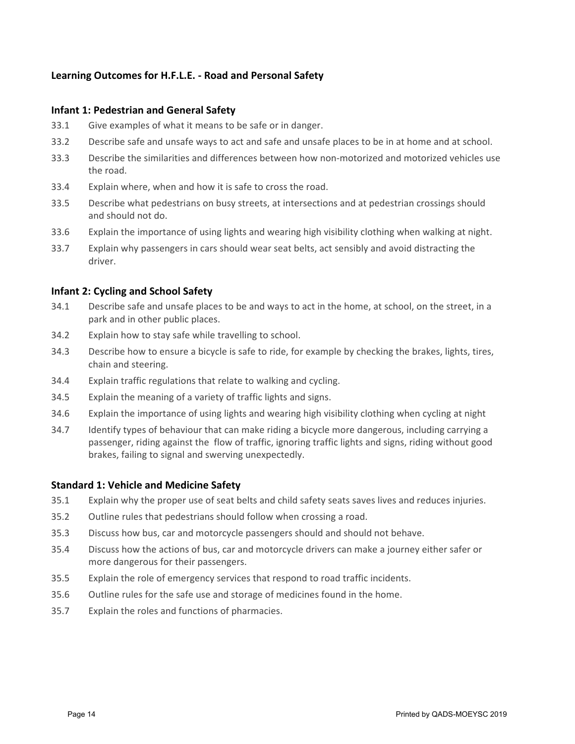## Learning Outcomes for H.F.L.E. - Road and Personal Safety

### Infant 1: Pedestrian and General Safety

33.1 Give examples of what it means to be safe or in danger.

33.2 Describe safe and unsafe ways to act and safe and unsafe places to be in at home and at school.

33.3 Describe the similarities and differences between how non-motorized and motorized vehicles use the road.

33.4 Explain where, when and how it is safe to cross the road.

33.5 Describe what pedestrians on busy streets, at intersections and at pedestrian crossings should and should not do.

33.6 Explain the importance of using lights and wearing high visibility clothing when walking at night.

33.7 Explain why passengers in cars should wear seat belts, act sensibly and avoid distracting the driver.

### Infant 2: Cycling and School Safety

34.1 Describe safe and unsafe places to be and ways to act in the home, at school, on the street, in a park and in other public places.

34.2 Explain how to stay safe while travelling to school.

34.3 Describe how to ensure a bicycle is safe to ride, for example by checking the brakes, lights, tires, chain and steering.

34.4 Explain traffic regulations that relate to walking and cycling.

34.5 Explain the meaning of a variety of traffic lights and signs.

34.6 Explain the importance of using lights and wearing high visibility clothing when cycling at night

34.7 Identify types of behaviour that can make riding a bicycle more dangerous, including carrying a passenger, riding against the flow of traffic, ignoring traffic lights and signs, riding without good brakes, failing to signal and swerving unexpectedly.

### Standard 1: Vehicle and Medicine Safety

35.1 Explain why the proper use of seat belts and child safety seats saves lives and reduces injuries.

35.2 Outline rules that pedestrians should follow when crossing a road.

35.3 Discuss how bus, car and motorcycle passengers should and should not behave.

35.4 Discuss how the actions of bus, car and motorcycle drivers can make a journey either safer or more dangerous for their passengers.

35.5 Explain the role of emergency services that respond to road traffic incidents.

35.6 Outline rules for the safe use and storage of medicines found in the home.

35.7 Explain the roles and functions of pharmacies.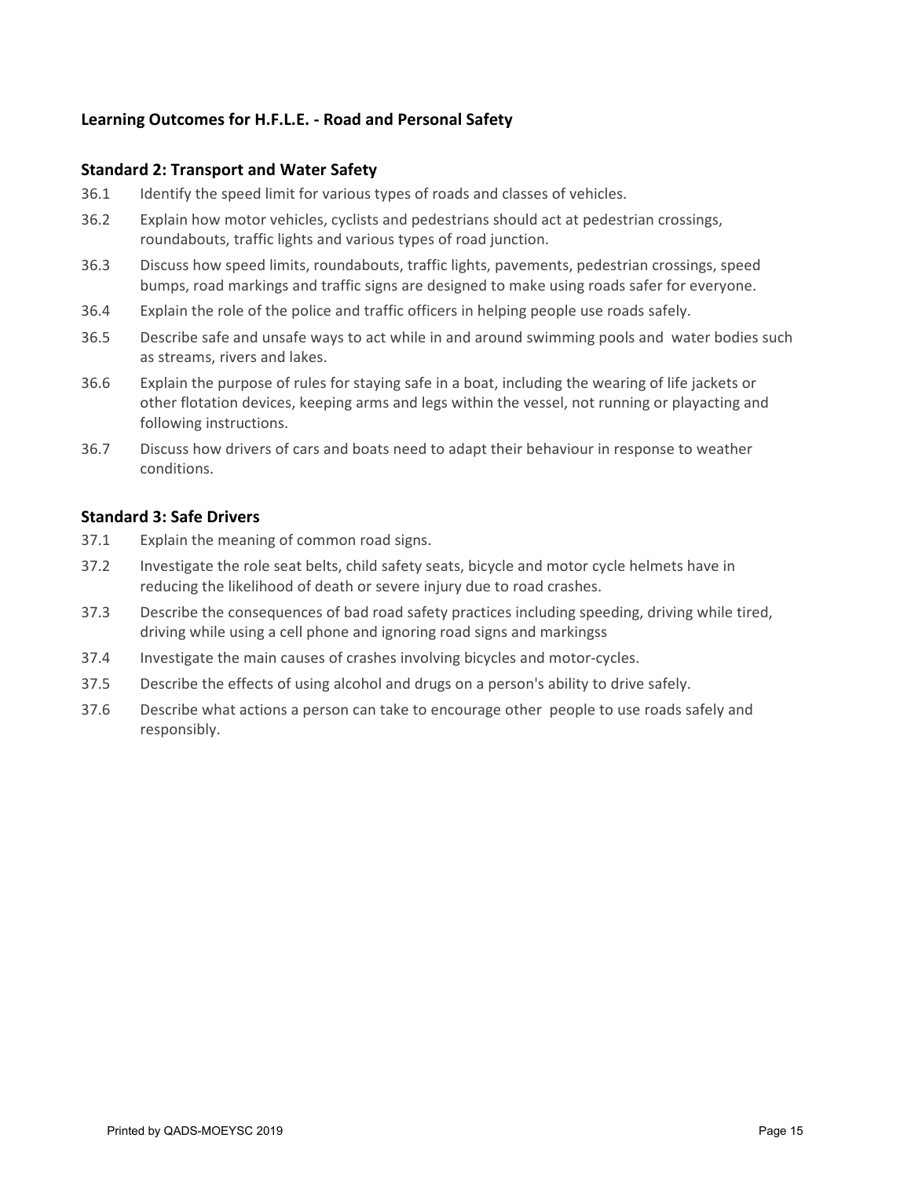### Learning Outcomes for H.F.L.E. - Road and Personal Safety

#### Standard 2: Transport and Water Safety

36.1 Identify the speed limit for various types of roads and classes of vehicles.

36.2 Explain how motor vehicles, cyclists and pedestrians should act at pedestrian crossings, roundabouts, traffic lights and various types of road junction.

36.3 Discuss how speed limits, roundabouts, traffic lights, pavements, pedestrian crossings, speed bumps, road markings and traffic signs are designed to make using roads safer for everyone.

36.4 Explain the role of the police and traffic officers in helping people use roads safely.

36.5 Describe safe and unsafe ways to act while in and around swimming pools and water bodies such as streams, rivers and lakes.

36.6 Explain the purpose of rules for staying safe in a boat, including the wearing of life jackets or other flotation devices, keeping arms and legs within the vessel, not running or playacting and following instructions.

36.7 Discuss how drivers of cars and boats need to adapt their behaviour in response to weather conditions.

#### Standard 3: Safe Drivers

37.1 Explain the meaning of common road signs.

37.2 Investigate the role seat belts, child safety seats, bicycle and motor cycle helmets have in reducing the likelihood of death or severe injury due to road crashes.

37.3 Describe the consequences of bad road safety practices including speeding, driving while tired, driving while using a cell phone and ignoring road signs and markingss

37.4 Investigate the main causes of crashes involving bicycles and motor-cycles.

37.5 Describe the effects of using alcohol and drugs on a person's ability to drive safely.

37.6 Describe what actions a person can take to encourage other people to use roads safely and responsibly.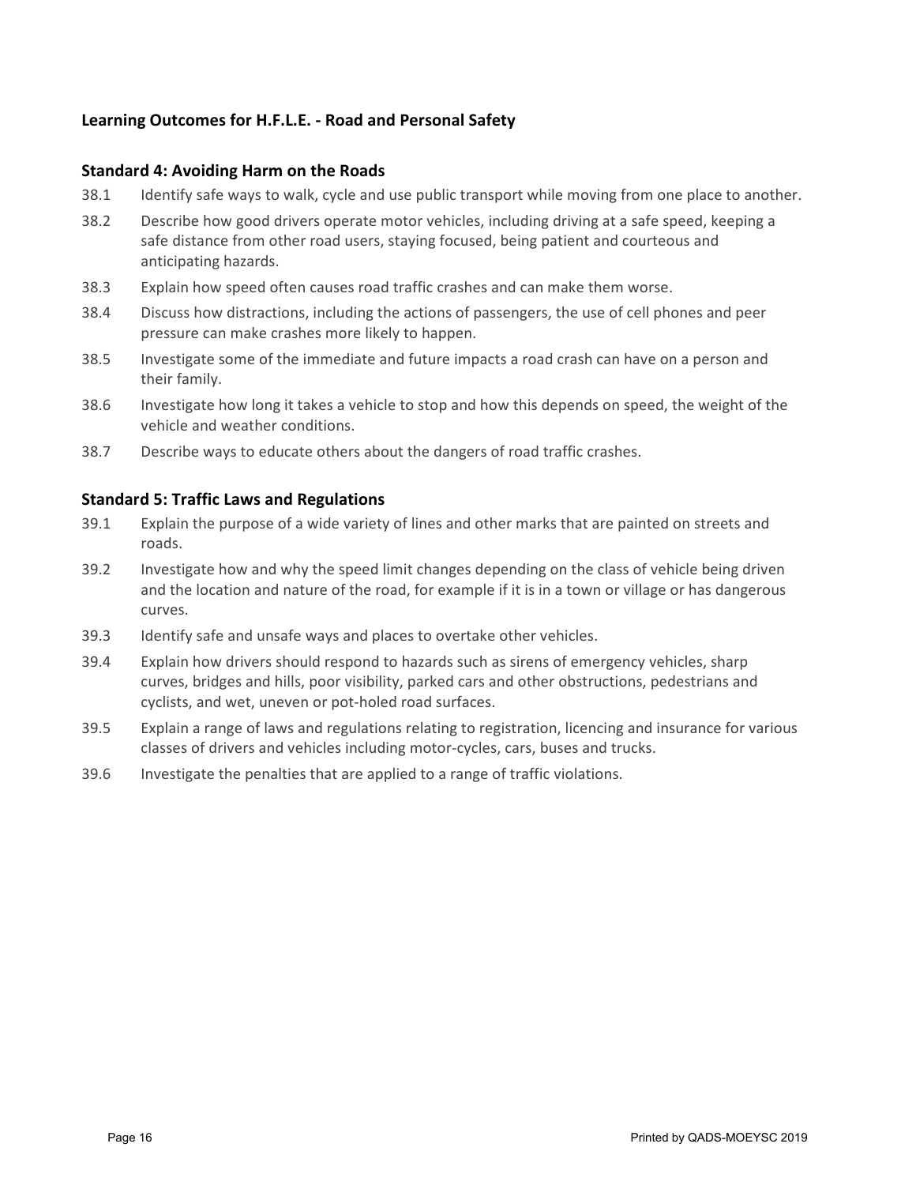### Learning Outcomes for H.F.L.E. - Road and Personal Safety

#### Standard 4: Avoiding Harm on the Roads

38.1 Identify safe ways to walk, cycle and use public transport while moving from one place to another.

38.2 Describe how good drivers operate motor vehicles, including driving at a safe speed, keeping a safe distance from other road users, staying focused, being patient and courteous and anticipating hazards.

38.3 Explain how speed often causes road traffic crashes and can make them worse.

38.4 Discuss how distractions, including the actions of passengers, the use of cell phones and peer pressure can make crashes more likely to happen.

38.5 Investigate some of the immediate and future impacts a road crash can have on a person and their family.

38.6 Investigate how long it takes a vehicle to stop and how this depends on speed, the weight of the vehicle and weather conditions.

38.7 Describe ways to educate others about the dangers of road traffic crashes.

#### Standard 5: Traffic Laws and Regulations

39.1 Explain the purpose of a wide variety of lines and other marks that are painted on streets and roads.

39.2 Investigate how and why the speed limit changes depending on the class of vehicle being driven and the location and nature of the road, for example if it is in a town or village or has dangerous curves.

39.3 Identify safe and unsafe ways and places to overtake other vehicles.

39.4 Explain how drivers should respond to hazards such as sirens of emergency vehicles, sharp curves, bridges and hills, poor visibility, parked cars and other obstructions, pedestrians and cyclists, and wet, uneven or pot-holed road surfaces.

39.5 Explain a range of laws and regulations relating to registration, licencing and insurance for various classes of drivers and vehicles including motor-cycles, cars, buses and trucks.

39.6 Investigate the penalties that are applied to a range of traffic violations.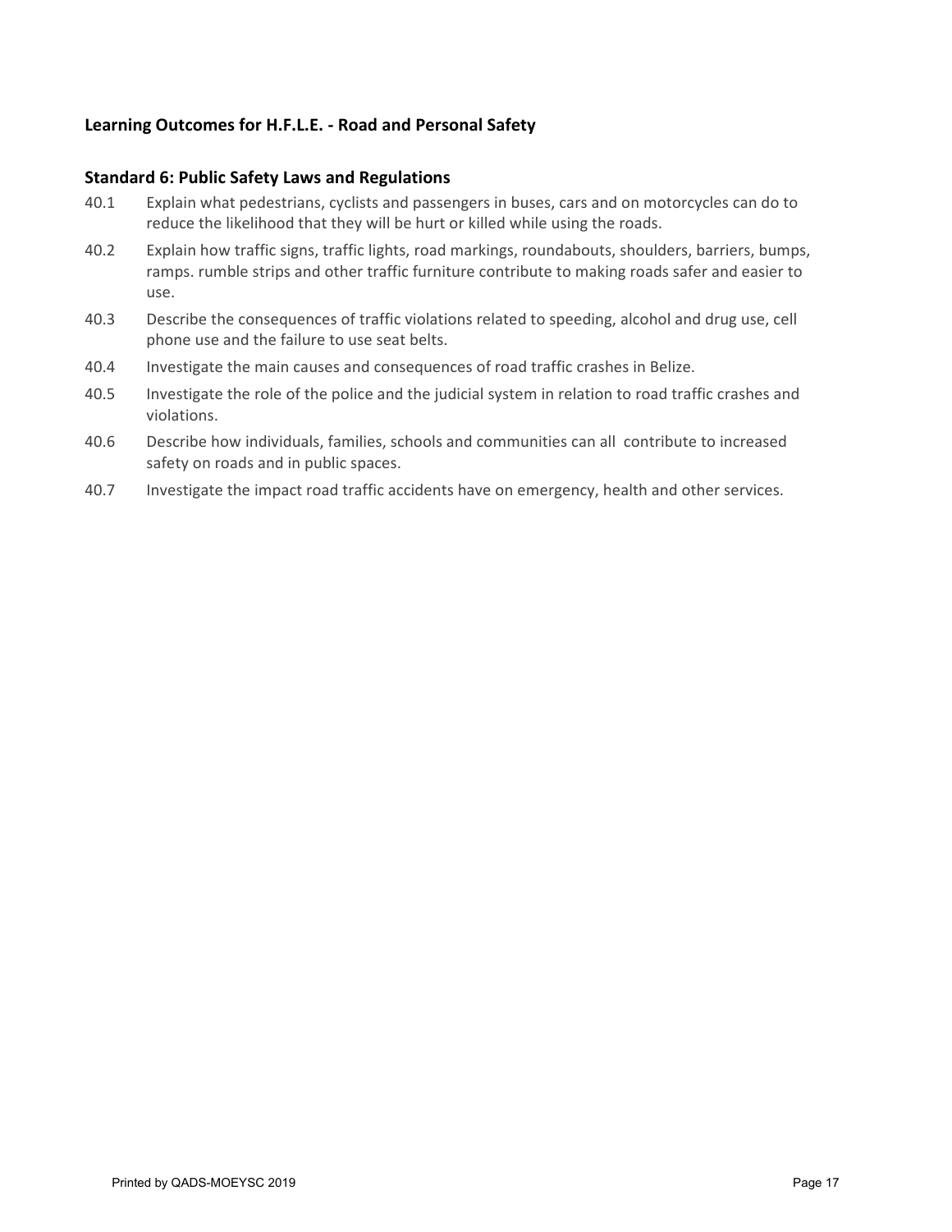### Learning Outcomes for H.F.L.E. - Road and Personal Safety

### Standard 6: Public Safety Laws and Regulations

40.1 Explain what pedestrians, cyclists and passengers in buses, cars and on motorcycles can do to reduce the likelihood that they will be hurt or killed while using the roads.

40.2 Explain how traffic signs, traffic lights, road markings, roundabouts, shoulders, barriers, bumps, ramps. rumble strips and other traffic furniture contribute to making roads safer and easier to use.

40.3 Describe the consequences of traffic violations related to speeding, alcohol and drug use, cell phone use and the failure to use seat belts.

40.4 Investigate the main causes and consequences of road traffic crashes in Belize.

40.5 Investigate the role of the police and the judicial system in relation to road traffic crashes and violations.

40.6 Describe how individuals, families, schools and communities can all contribute to increased safety on roads and in public spaces.

40.7 Investigate the impact road traffic accidents have on emergency, health and other services.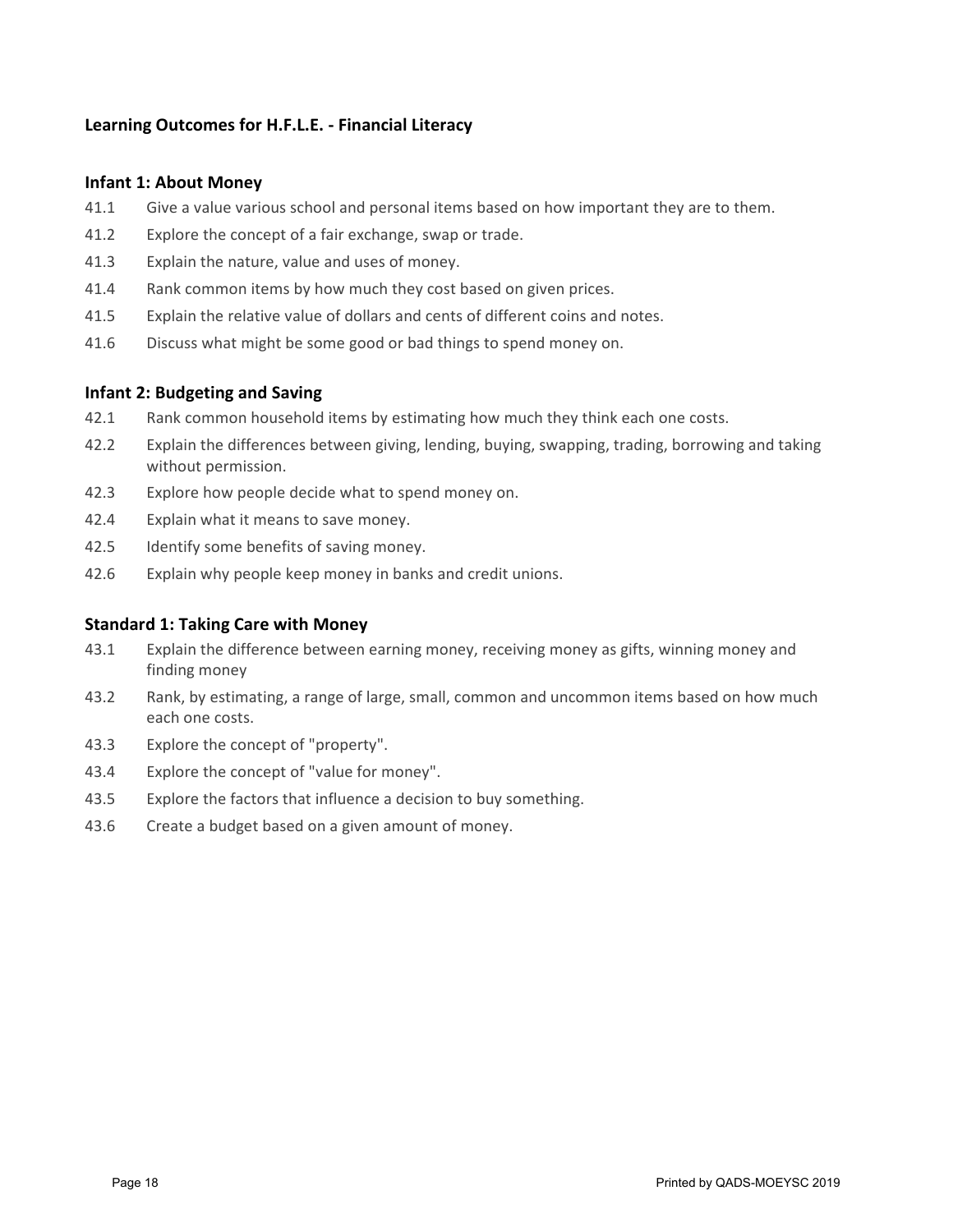## Learning Outcomes for H.F.L.E. - Financial Literacy

### Infant 1: About Money

41.1 Give a value various school and personal items based on how important they are to them.

41.2 Explore the concept of a fair exchange, swap or trade.

41.3 Explain the nature, value and uses of money.

41.4 Rank common items by how much they cost based on given prices.

41.5 Explain the relative value of dollars and cents of different coins and notes.

41.6 Discuss what might be some good or bad things to spend money on.

### Infant 2: Budgeting and Saving

42.1 Rank common household items by estimating how much they think each one costs.

42.2 Explain the differences between giving, lending, buying, swapping, trading, borrowing and taking without permission.

42.3 Explore how people decide what to spend money on.

42.4 Explain what it means to save money.

42.5 Identify some benefits of saving money.

42.6 Explain why people keep money in banks and credit unions.

### Standard 1: Taking Care with Money

43.1 Explain the difference between earning money, receiving money as gifts, winning money and finding money

43.2 Rank, by estimating, a range of large, small, common and uncommon items based on how much each one costs.

43.3 Explore the concept of "property".

43.4 Explore the concept of "value for money".

43.5 Explore the factors that influence a decision to buy something.

43.6 Create a budget based on a given amount of money.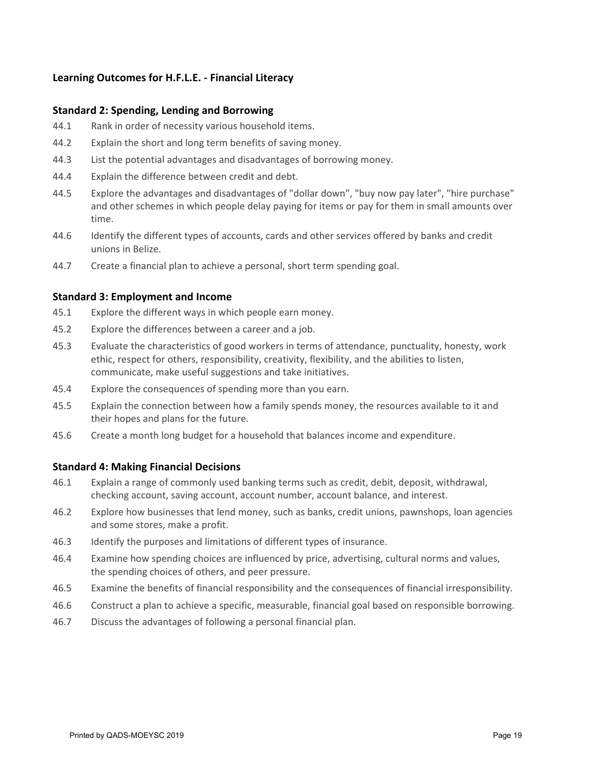## Learning Outcomes for H.F.L.E. - Financial Literacy

### Standard 2: Spending, Lending and Borrowing

44.1 Rank in order of necessity various household items.

44.2 Explain the short and long term benefits of saving money.

44.3 List the potential advantages and disadvantages of borrowing money.

44.4 Explain the difference between credit and debt.

44.5 Explore the advantages and disadvantages of "dollar down", "buy now pay later", "hire purchase" and other schemes in which people delay paying for items or pay for them in small amounts over time.

44.6 Identify the different types of accounts, cards and other services offered by banks and credit unions in Belize.

44.7 Create a financial plan to achieve a personal, short term spending goal.

### Standard 3: Employment and Income

45.1 Explore the different ways in which people earn money.

45.2 Explore the differences between a career and a job.

45.3 Evaluate the characteristics of good workers in terms of attendance, punctuality, honesty, work ethic, respect for others, responsibility, creativity, flexibility, and the abilities to listen, communicate, make useful suggestions and take initiatives.

45.4 Explore the consequences of spending more than you earn.

45.5 Explain the connection between how a family spends money, the resources available to it and their hopes and plans for the future.

45.6 Create a month long budget for a household that balances income and expenditure.

### Standard 4: Making Financial Decisions

46.1 Explain a range of commonly used banking terms such as credit, debit, deposit, withdrawal, checking account, saving account, account number, account balance, and interest.

46.2 Explore how businesses that lend money, such as banks, credit unions, pawnshops, loan agencies and some stores, make a profit.

46.3 Identify the purposes and limitations of different types of insurance.

46.4 Examine how spending choices are influenced by price, advertising, cultural norms and values, the spending choices of others, and peer pressure.

46.5 Examine the benefits of financial responsibility and the consequences of financial irresponsibility.

46.6 Construct a plan to achieve a specific, measurable, financial goal based on responsible borrowing.

46.7 Discuss the advantages of following a personal financial plan.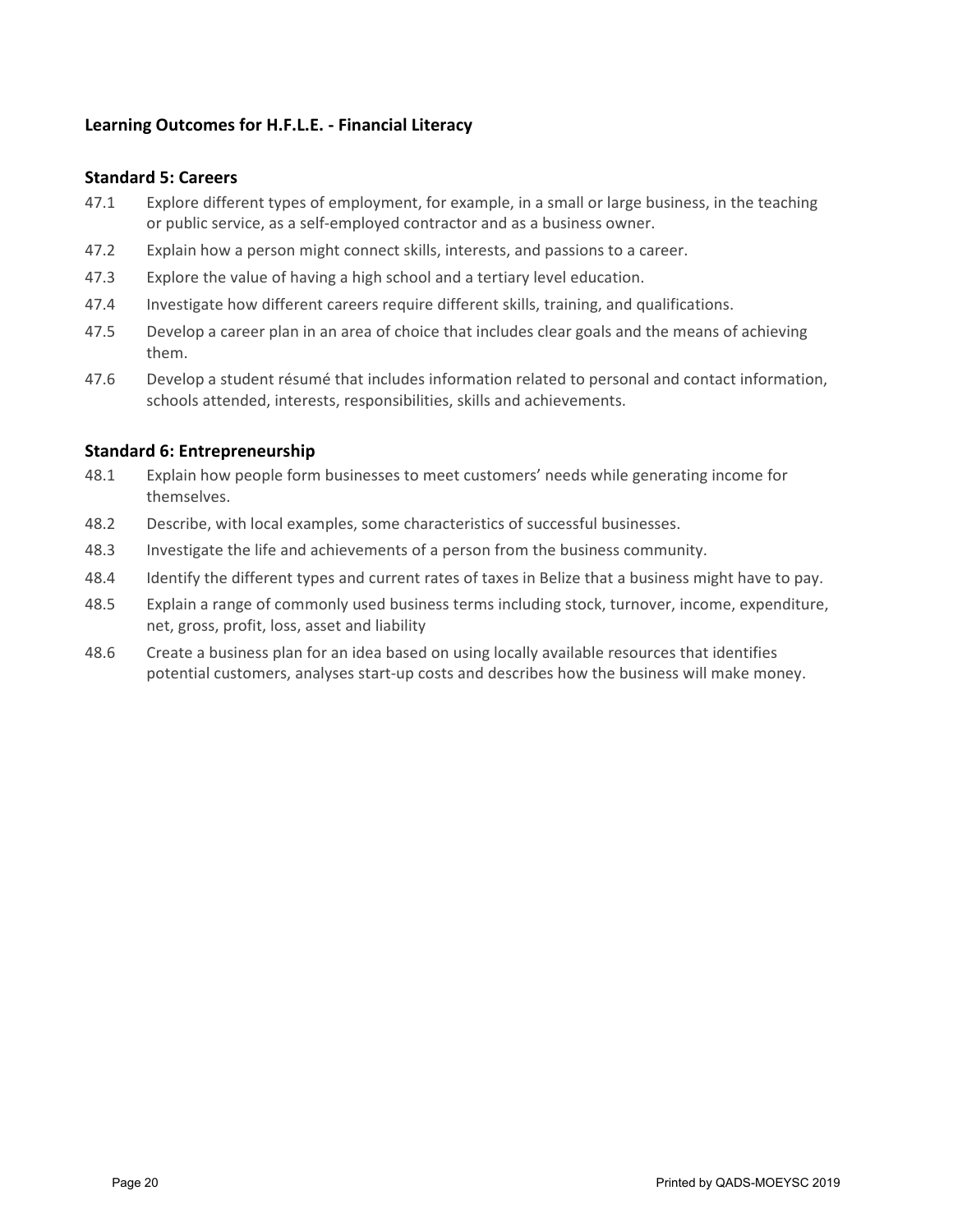## Learning Outcomes for H.F.L.E. - Financial Literacy

### Standard 5: Careers

47.1 Explore different types of employment, for example, in a small or large business, in the teaching or public service, as a self-employed contractor and as a business owner.

47.2 Explain how a person might connect skills, interests, and passions to a career.

47.3 Explore the value of having a high school and a tertiary level education.

47.4 Investigate how different careers require different skills, training, and qualifications.

47.5 Develop a career plan in an area of choice that includes clear goals and the means of achieving them.

47.6 Develop a student résumé that includes information related to personal and contact information, schools attended, interests, responsibilities, skills and achievements.

### Standard 6: Entrepreneurship

48.1 Explain how people form businesses to meet customers' needs while generating income for themselves.

48.2 Describe, with local examples, some characteristics of successful businesses.

48.3 Investigate the life and achievements of a person from the business community.

48.4 Identify the different types and current rates of taxes in Belize that a business might have to pay.

48.5 Explain a range of commonly used business terms including stock, turnover, income, expenditure, net, gross, profit, loss, asset and liability

48.6 Create a business plan for an idea based on using locally available resources that identifies potential customers, analyses start-up costs and describes how the business will make money.